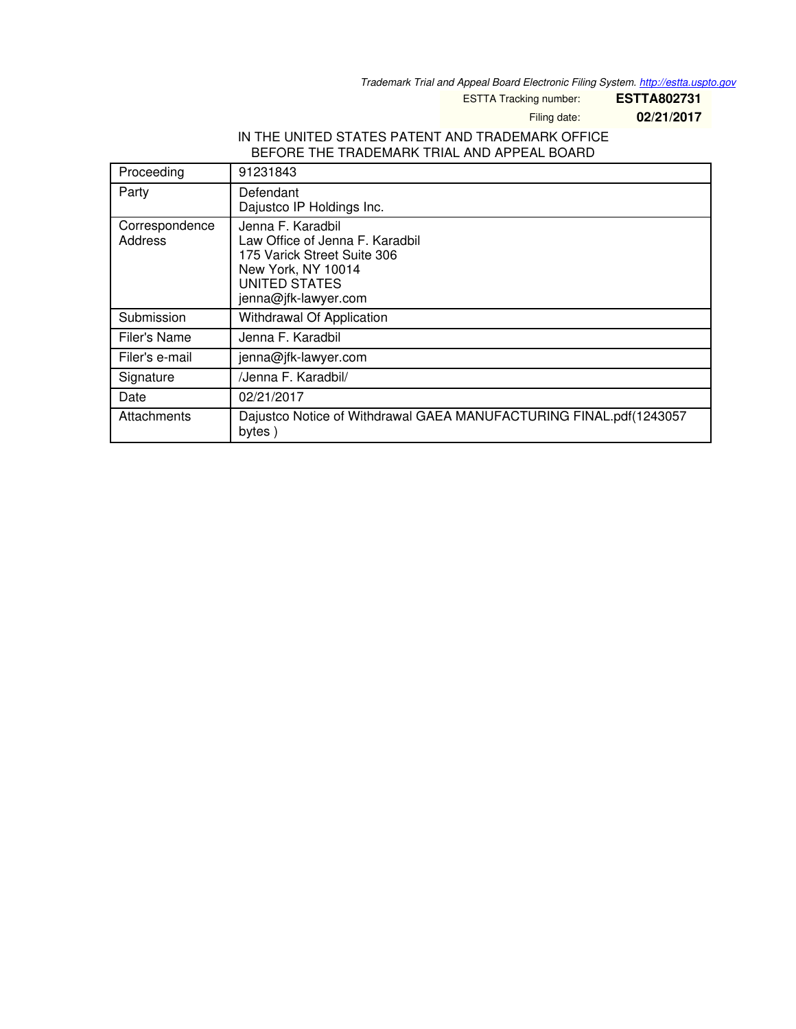*Trademark Trial and Appeal Board Electronic Filing System. http://estta.uspto.gov*

ESTTA Tracking number: **ESTTA802731**

Filing date: **02/21/2017**

IN THE UNITED STATES PATENT AND TRADEMARK OFFICE
BEFORE THE TRADEMARK TRIAL AND APPEAL BOARD

| | |
|---|---|
| Proceeding | 91231843 |
| Party | Defendant<br>Dajustco IP Holdings Inc. |
| Correspondence Address | Jenna F. Karadbil<br>Law Office of Jenna F. Karadbil<br>175 Varick Street Suite 306<br>New York, NY 10014<br>UNITED STATES<br>jenna@jfk-lawyer.com |
| Submission | Withdrawal Of Application |
| Filer's Name | Jenna F. Karadbil |
| Filer's e-mail | jenna@jfk-lawyer.com |
| Signature | /Jenna F. Karadbil/ |
| Date | 02/21/2017 |
| Attachments | Dajustco Notice of Withdrawal GAEA MANUFACTURING FINAL.pdf(1243057 bytes ) |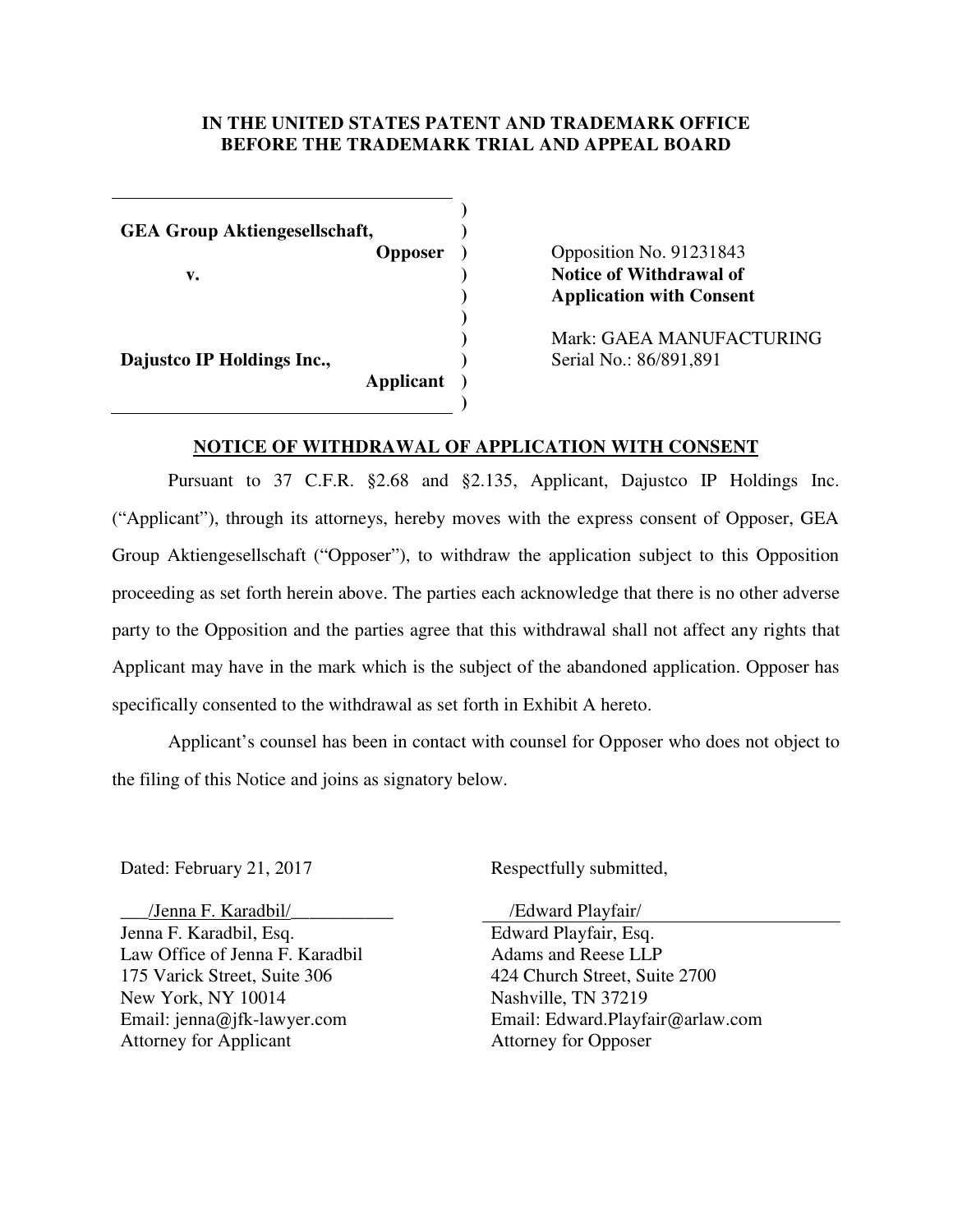**IN THE UNITED STATES PATENT AND TRADEMARK OFFICE**
**BEFORE THE TRADEMARK TRIAL AND APPEAL BOARD**

| | |
|---|---|
| **GEA Group Aktiengesellschaft,** **Opposer** | Opposition No. 91231843 |
| **v.** | **Notice of Withdrawal of Application with Consent** |
| **Dajustco IP Holdings Inc.,** **Applicant** | Mark: GAEA MANUFACTURING<br>Serial No.: 86/891,891 |

**NOTICE OF WITHDRAWAL OF APPLICATION WITH CONSENT**

Pursuant to 37 C.F.R. §2.68 and §2.135, Applicant, Dajustco IP Holdings Inc. ("Applicant"), through its attorneys, hereby moves with the express consent of Opposer, GEA Group Aktiengesellschaft ("Opposer"), to withdraw the application subject to this Opposition proceeding as set forth herein above. The parties each acknowledge that there is no other adverse party to the Opposition and the parties agree that this withdrawal shall not affect any rights that Applicant may have in the mark which is the subject of the abandoned application. Opposer has specifically consented to the withdrawal as set forth in Exhibit A hereto.

Applicant's counsel has been in contact with counsel for Opposer who does not object to the filing of this Notice and joins as signatory below.

Dated: February 21, 2017

Respectfully submitted,

/Jenna F. Karadbil/
Jenna F. Karadbil, Esq.
Law Office of Jenna F. Karadbil
175 Varick Street, Suite 306
New York, NY 10014
Email: jenna@jfk-lawyer.com
Attorney for Applicant

/Edward Playfair/
Edward Playfair, Esq.
Adams and Reese LLP
424 Church Street, Suite 2700
Nashville, TN 37219
Email: Edward.Playfair@arlaw.com
Attorney for Opposer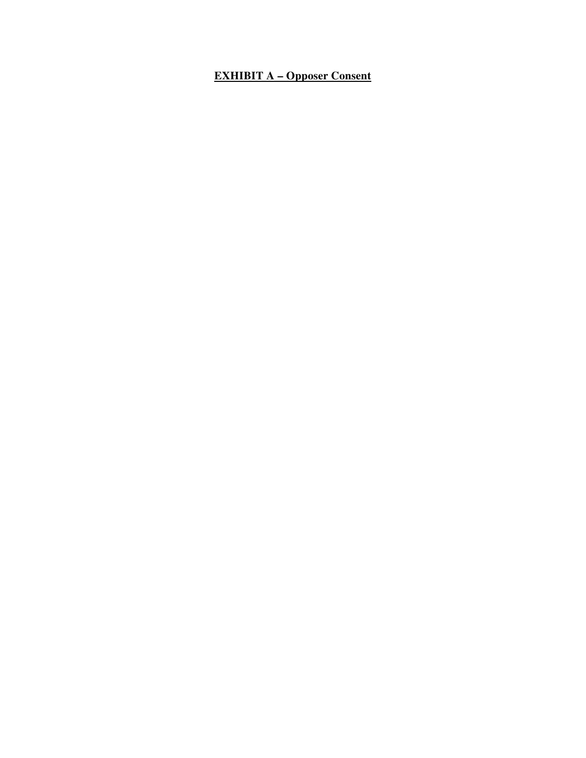**<u>EXHIBIT A – Opposer Consent</u>**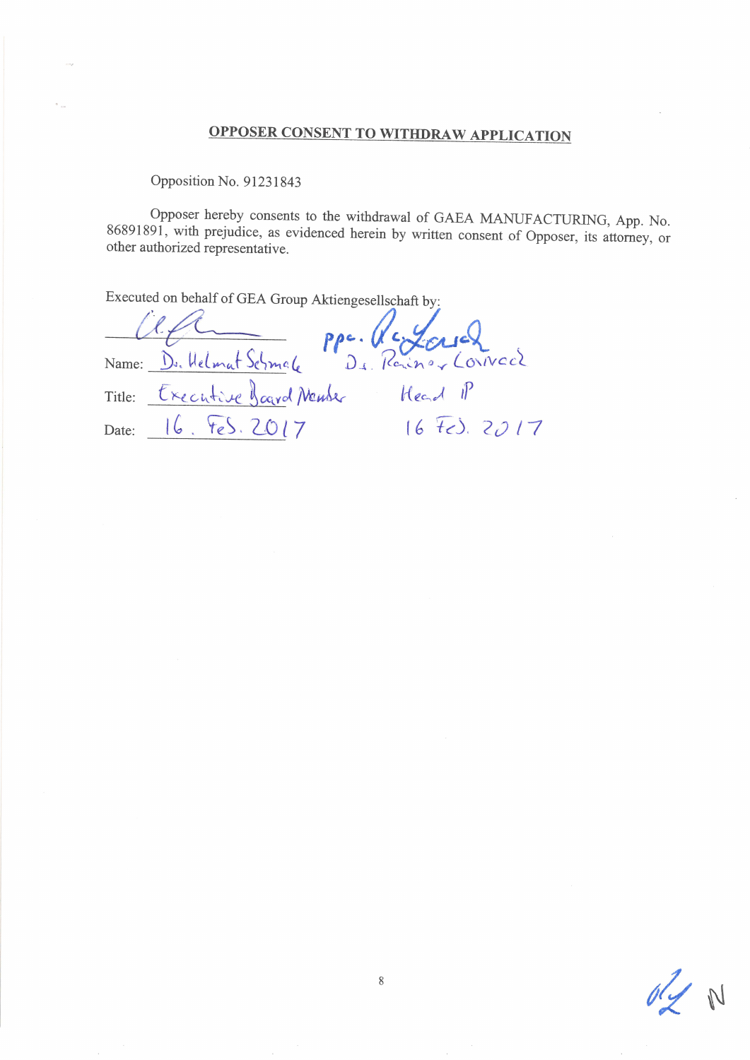## OPPOSER CONSENT TO WITHDRAW APPLICATION

Opposition No. 91231843

Opposer hereby consents to the withdrawal of GAEA MANUFACTURING, App. No. 86891891, with prejudice, as evidenced herein by written consent of Opposer, its attorney, or other authorized representative.

Executed on behalf of GEA Group Aktiengesellschaft by:

| | | |
|---|---|---|
| | (signature) | ppa. (signature) |
| Name: | Dr. Helmut Schmale | Dr. Rainer Conrad |
| Title: | Executive Board Member | Head IP |
| Date: | 16. Feb. 2017 | 16 Feb. 2017 |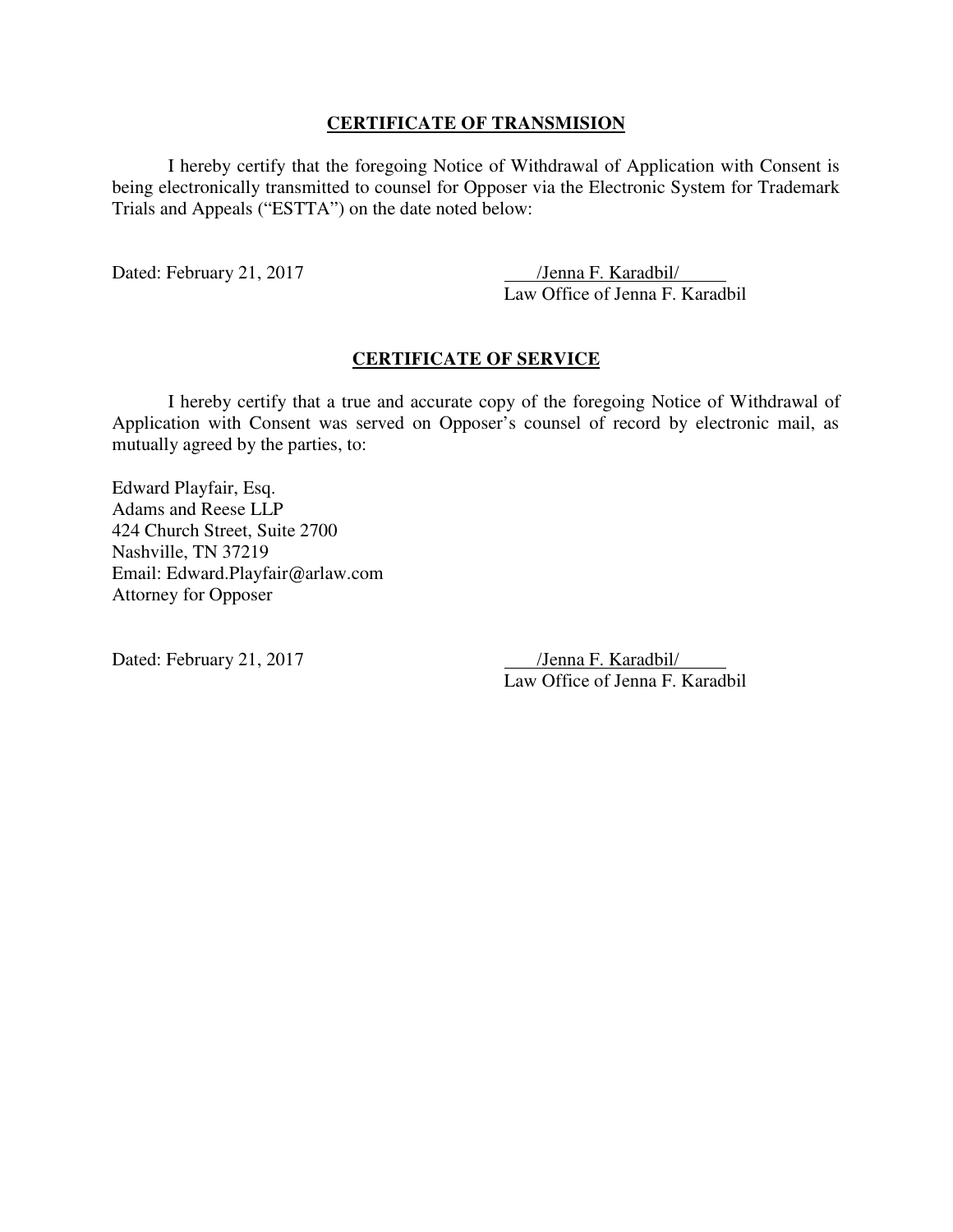## CERTIFICATE OF TRANSMISION

I hereby certify that the foregoing Notice of Withdrawal of Application with Consent is being electronically transmitted to counsel for Opposer via the Electronic System for Trademark Trials and Appeals ("ESTTA") on the date noted below:

Dated: February 21, 2017

/Jenna F. Karadbil/
Law Office of Jenna F. Karadbil

## CERTIFICATE OF SERVICE

I hereby certify that a true and accurate copy of the foregoing Notice of Withdrawal of Application with Consent was served on Opposer's counsel of record by electronic mail, as mutually agreed by the parties, to:

Edward Playfair, Esq.
Adams and Reese LLP
424 Church Street, Suite 2700
Nashville, TN 37219
Email: Edward.Playfair@arlaw.com
Attorney for Opposer

Dated: February 21, 2017

/Jenna F. Karadbil/
Law Office of Jenna F. Karadbil